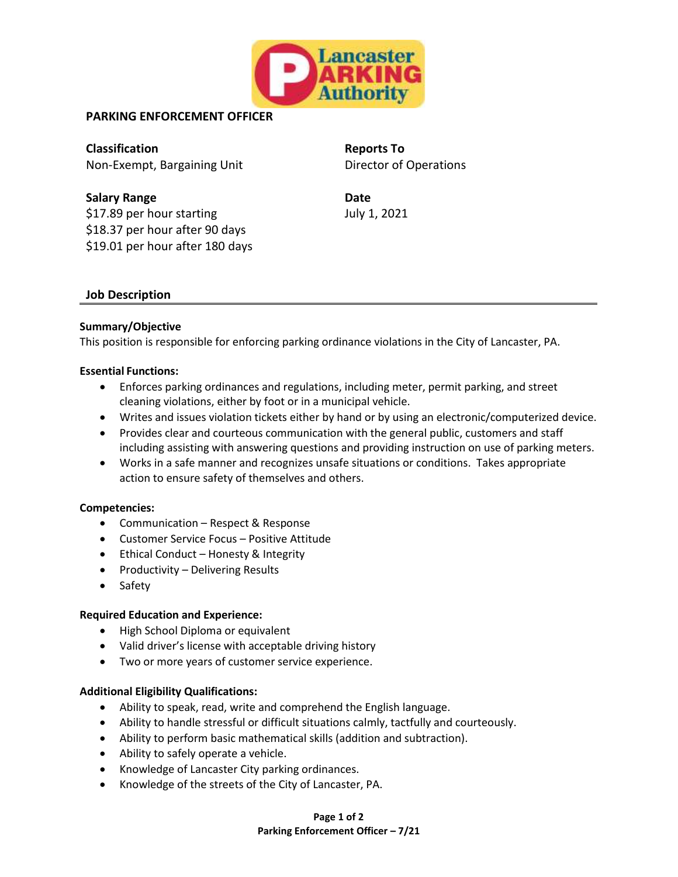# PARKING ENFORCEMENT OFFICER

**Classification**
Non-Exempt, Bargaining Unit

**Reports To**
Director of Operations

**Salary Range**
$17.89 per hour starting
$18.37 per hour after 90 days
$19.01 per hour after 180 days

**Date**
July 1, 2021

## Job Description

**Summary/Objective**
This position is responsible for enforcing parking ordinance violations in the City of Lancaster, PA.

**Essential Functions:**

- Enforces parking ordinances and regulations, including meter, permit parking, and street cleaning violations, either by foot or in a municipal vehicle.
- Writes and issues violation tickets either by hand or by using an electronic/computerized device.
- Provides clear and courteous communication with the general public, customers and staff including assisting with answering questions and providing instruction on use of parking meters.
- Works in a safe manner and recognizes unsafe situations or conditions. Takes appropriate action to ensure safety of themselves and others.

**Competencies:**

- Communication – Respect & Response
- Customer Service Focus – Positive Attitude
- Ethical Conduct – Honesty & Integrity
- Productivity – Delivering Results
- Safety

**Required Education and Experience:**

- High School Diploma or equivalent
- Valid driver's license with acceptable driving history
- Two or more years of customer service experience.

**Additional Eligibility Qualifications:**

- Ability to speak, read, write and comprehend the English language.
- Ability to handle stressful or difficult situations calmly, tactfully and courteously.
- Ability to perform basic mathematical skills (addition and subtraction).
- Ability to safely operate a vehicle.
- Knowledge of Lancaster City parking ordinances.
- Knowledge of the streets of the City of Lancaster, PA.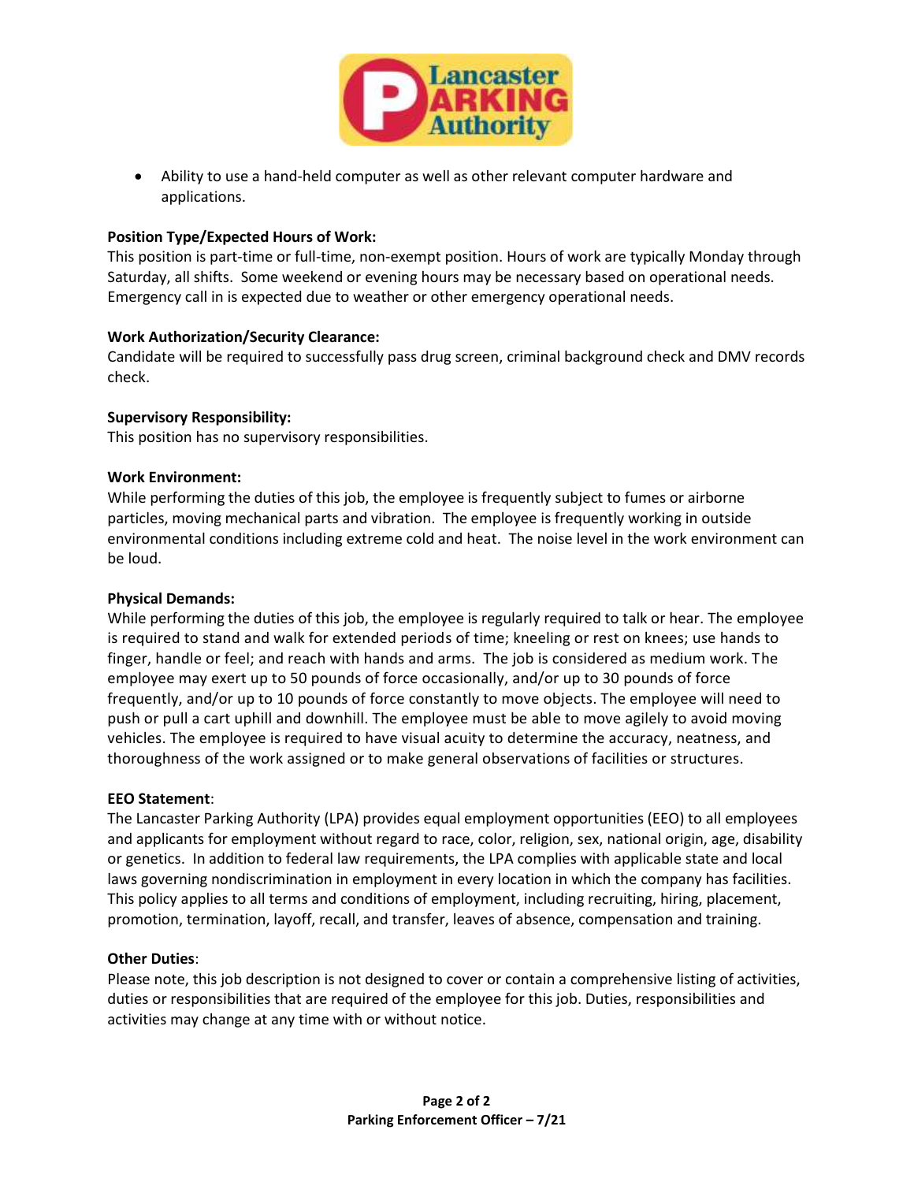- Ability to use a hand-held computer as well as other relevant computer hardware and applications.

**Position Type/Expected Hours of Work:**
This position is part-time or full-time, non-exempt position. Hours of work are typically Monday through Saturday, all shifts. Some weekend or evening hours may be necessary based on operational needs. Emergency call in is expected due to weather or other emergency operational needs.

**Work Authorization/Security Clearance:**
Candidate will be required to successfully pass drug screen, criminal background check and DMV records check.

**Supervisory Responsibility:**
This position has no supervisory responsibilities.

**Work Environment:**
While performing the duties of this job, the employee is frequently subject to fumes or airborne particles, moving mechanical parts and vibration. The employee is frequently working in outside environmental conditions including extreme cold and heat. The noise level in the work environment can be loud.

**Physical Demands:**
While performing the duties of this job, the employee is regularly required to talk or hear. The employee is required to stand and walk for extended periods of time; kneeling or rest on knees; use hands to finger, handle or feel; and reach with hands and arms. The job is considered as medium work. The employee may exert up to 50 pounds of force occasionally, and/or up to 30 pounds of force frequently, and/or up to 10 pounds of force constantly to move objects. The employee will need to push or pull a cart uphill and downhill. The employee must be able to move agilely to avoid moving vehicles. The employee is required to have visual acuity to determine the accuracy, neatness, and thoroughness of the work assigned or to make general observations of facilities or structures.

**EEO Statement**:
The Lancaster Parking Authority (LPA) provides equal employment opportunities (EEO) to all employees and applicants for employment without regard to race, color, religion, sex, national origin, age, disability or genetics. In addition to federal law requirements, the LPA complies with applicable state and local laws governing nondiscrimination in employment in every location in which the company has facilities. This policy applies to all terms and conditions of employment, including recruiting, hiring, placement, promotion, termination, layoff, recall, and transfer, leaves of absence, compensation and training.

**Other Duties**:
Please note, this job description is not designed to cover or contain a comprehensive listing of activities, duties or responsibilities that are required of the employee for this job. Duties, responsibilities and activities may change at any time with or without notice.